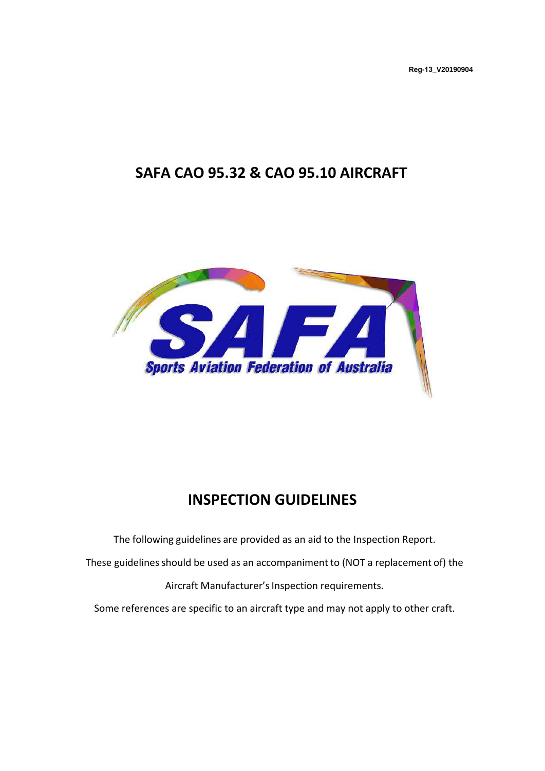Reg-13_V20190904

# SAFA CAO 95.32 & CAO 95.10 AIRCRAFT

# INSPECTION GUIDELINES

The following guidelines are provided as an aid to the Inspection Report.

These guidelines should be used as an accompaniment to (NOT a replacement of) the

Aircraft Manufacturer's Inspection requirements.

Some references are specific to an aircraft type and may not apply to other craft.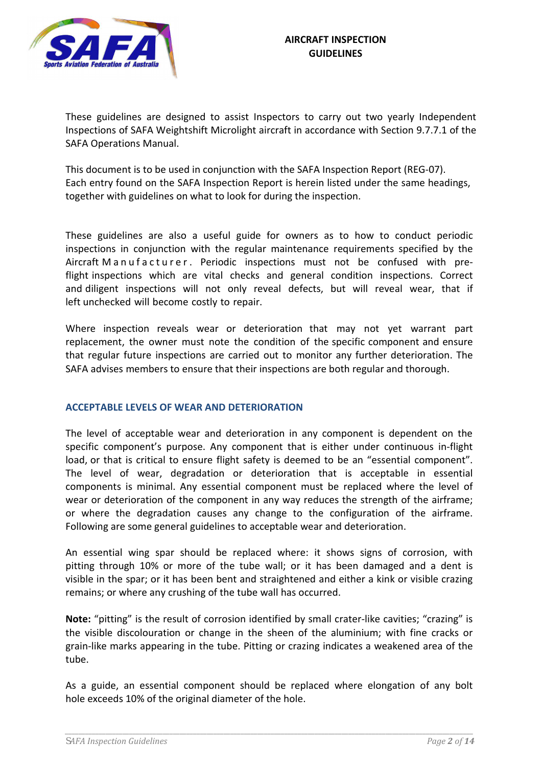# AIRCRAFT INSPECTION GUIDELINES

These guidelines are designed to assist Inspectors to carry out two yearly Independent Inspections of SAFA Weightshift Microlight aircraft in accordance with Section 9.7.7.1 of the SAFA Operations Manual.

This document is to be used in conjunction with the SAFA Inspection Report (REG-07). Each entry found on the SAFA Inspection Report is herein listed under the same headings, together with guidelines on what to look for during the inspection.

These guidelines are also a useful guide for owners as to how to conduct periodic inspections in conjunction with the regular maintenance requirements specified by the Aircraft Manufacturer. Periodic inspections must not be confused with pre-flight inspections which are vital checks and general condition inspections. Correct and diligent inspections will not only reveal defects, but will reveal wear, that if left unchecked will become costly to repair.

Where inspection reveals wear or deterioration that may not yet warrant part replacement, the owner must note the condition of the specific component and ensure that regular future inspections are carried out to monitor any further deterioration. The SAFA advises members to ensure that their inspections are both regular and thorough.

## ACCEPTABLE LEVELS OF WEAR AND DETERIORATION

The level of acceptable wear and deterioration in any component is dependent on the specific component's purpose. Any component that is either under continuous in-flight load, or that is critical to ensure flight safety is deemed to be an "essential component". The level of wear, degradation or deterioration that is acceptable in essential components is minimal. Any essential component must be replaced where the level of wear or deterioration of the component in any way reduces the strength of the airframe; or where the degradation causes any change to the configuration of the airframe. Following are some general guidelines to acceptable wear and deterioration.

An essential wing spar should be replaced where: it shows signs of corrosion, with pitting through 10% or more of the tube wall; or it has been damaged and a dent is visible in the spar; or it has been bent and straightened and either a kink or visible crazing remains; or where any crushing of the tube wall has occurred.

**Note:** "pitting" is the result of corrosion identified by small crater-like cavities; "crazing" is the visible discolouration or change in the sheen of the aluminium; with fine cracks or grain-like marks appearing in the tube. Pitting or crazing indicates a weakened area of the tube.

As a guide, an essential component should be replaced where elongation of any bolt hole exceeds 10% of the original diameter of the hole.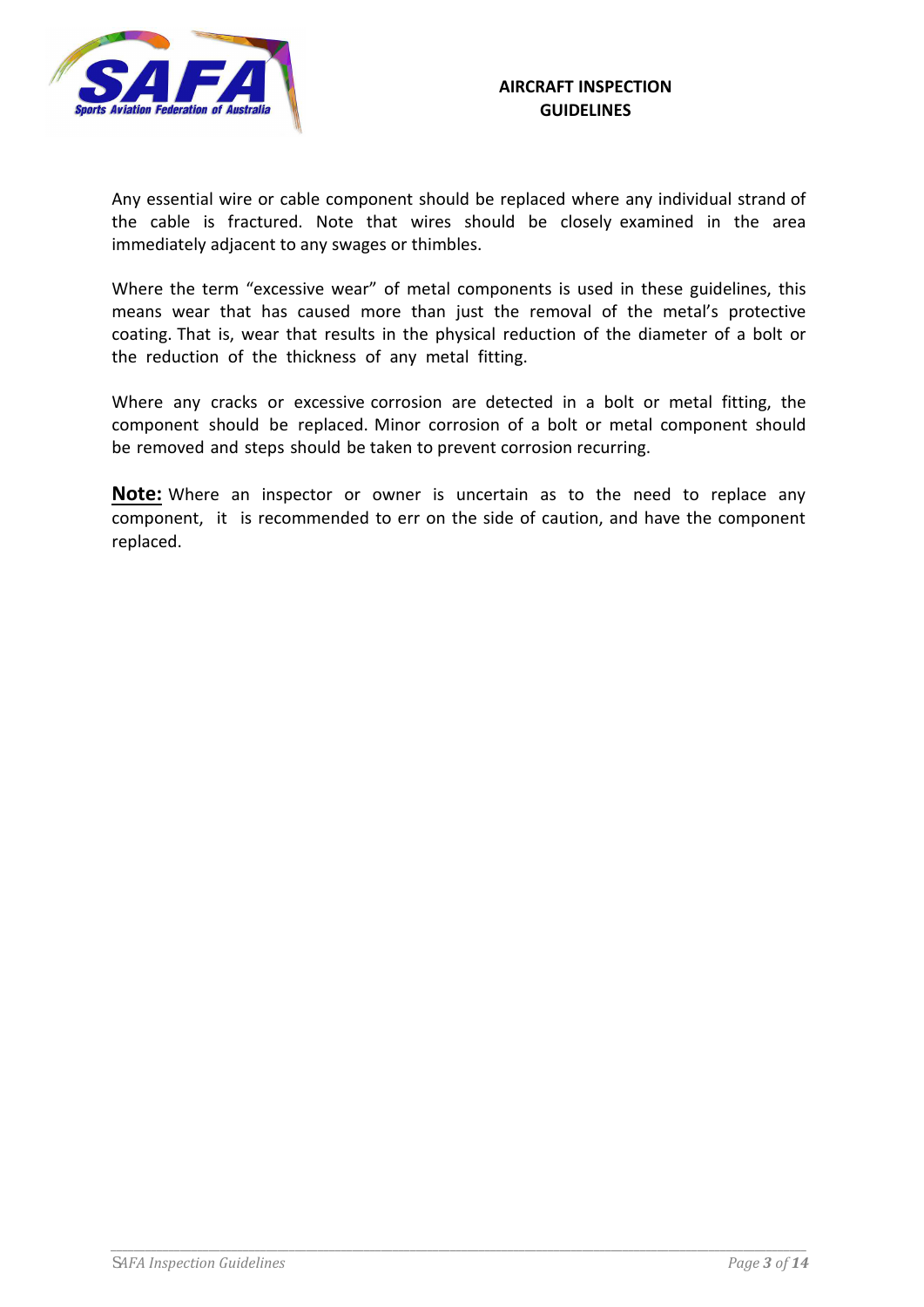Any essential wire or cable component should be replaced where any individual strand of the cable is fractured. Note that wires should be closely examined in the area immediately adjacent to any swages or thimbles.

Where the term "excessive wear" of metal components is used in these guidelines, this means wear that has caused more than just the removal of the metal's protective coating. That is, wear that results in the physical reduction of the diameter of a bolt or the reduction of the thickness of any metal fitting.

Where any cracks or excessive corrosion are detected in a bolt or metal fitting, the component should be replaced. Minor corrosion of a bolt or metal component should be removed and steps should be taken to prevent corrosion recurring.

**Note:** Where an inspector or owner is uncertain as to the need to replace any component, it is recommended to err on the side of caution, and have the component replaced.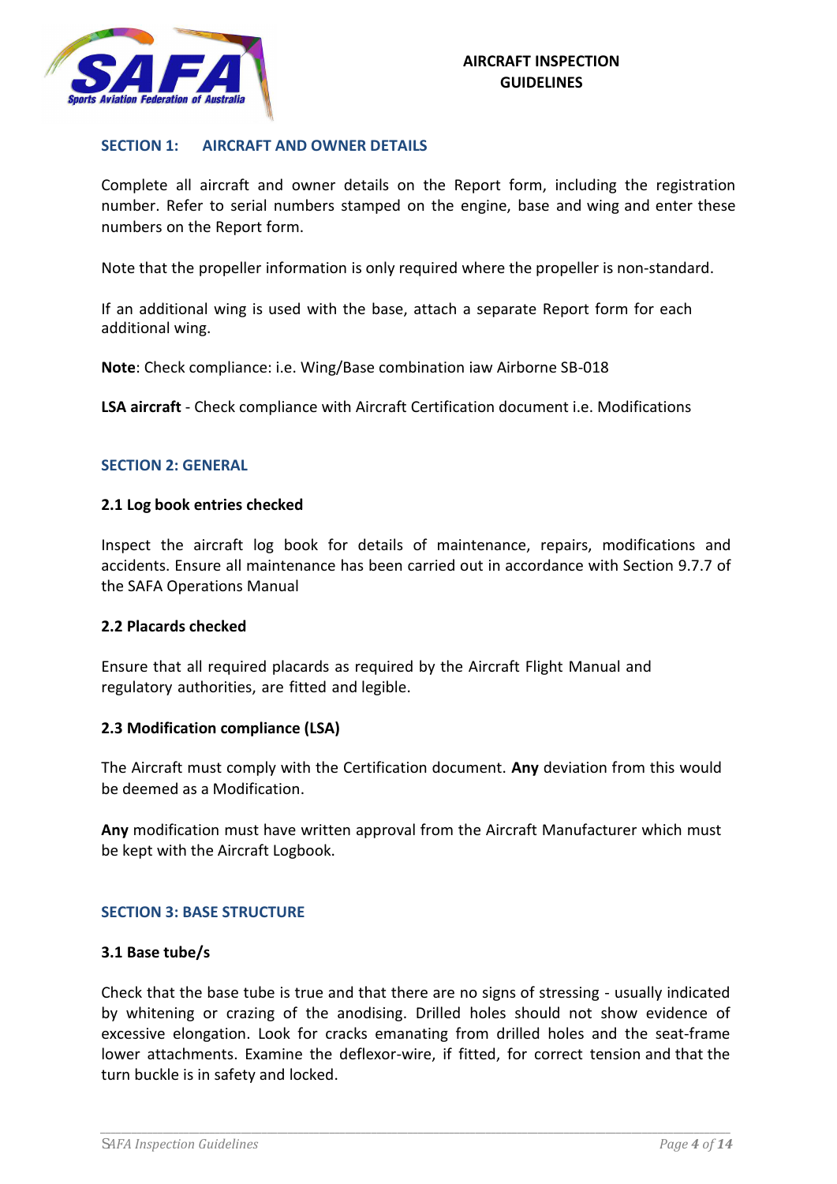## SECTION 1: AIRCRAFT AND OWNER DETAILS

Complete all aircraft and owner details on the Report form, including the registration number. Refer to serial numbers stamped on the engine, base and wing and enter these numbers on the Report form.

Note that the propeller information is only required where the propeller is non-standard.

If an additional wing is used with the base, attach a separate Report form for each additional wing.

**Note**: Check compliance: i.e. Wing/Base combination iaw Airborne SB-018

**LSA aircraft** - Check compliance with Aircraft Certification document i.e. Modifications

## SECTION 2: GENERAL

### 2.1 Log book entries checked

Inspect the aircraft log book for details of maintenance, repairs, modifications and accidents. Ensure all maintenance has been carried out in accordance with Section 9.7.7 of the SAFA Operations Manual

### 2.2 Placards checked

Ensure that all required placards as required by the Aircraft Flight Manual and regulatory authorities, are fitted and legible.

### 2.3 Modification compliance (LSA)

The Aircraft must comply with the Certification document. **Any** deviation from this would be deemed as a Modification.

**Any** modification must have written approval from the Aircraft Manufacturer which must be kept with the Aircraft Logbook.

## SECTION 3: BASE STRUCTURE

### 3.1 Base tube/s

Check that the base tube is true and that there are no signs of stressing - usually indicated by whitening or crazing of the anodising. Drilled holes should not show evidence of excessive elongation. Look for cracks emanating from drilled holes and the seat-frame lower attachments. Examine the deflexor-wire, if fitted, for correct tension and that the turn buckle is in safety and locked.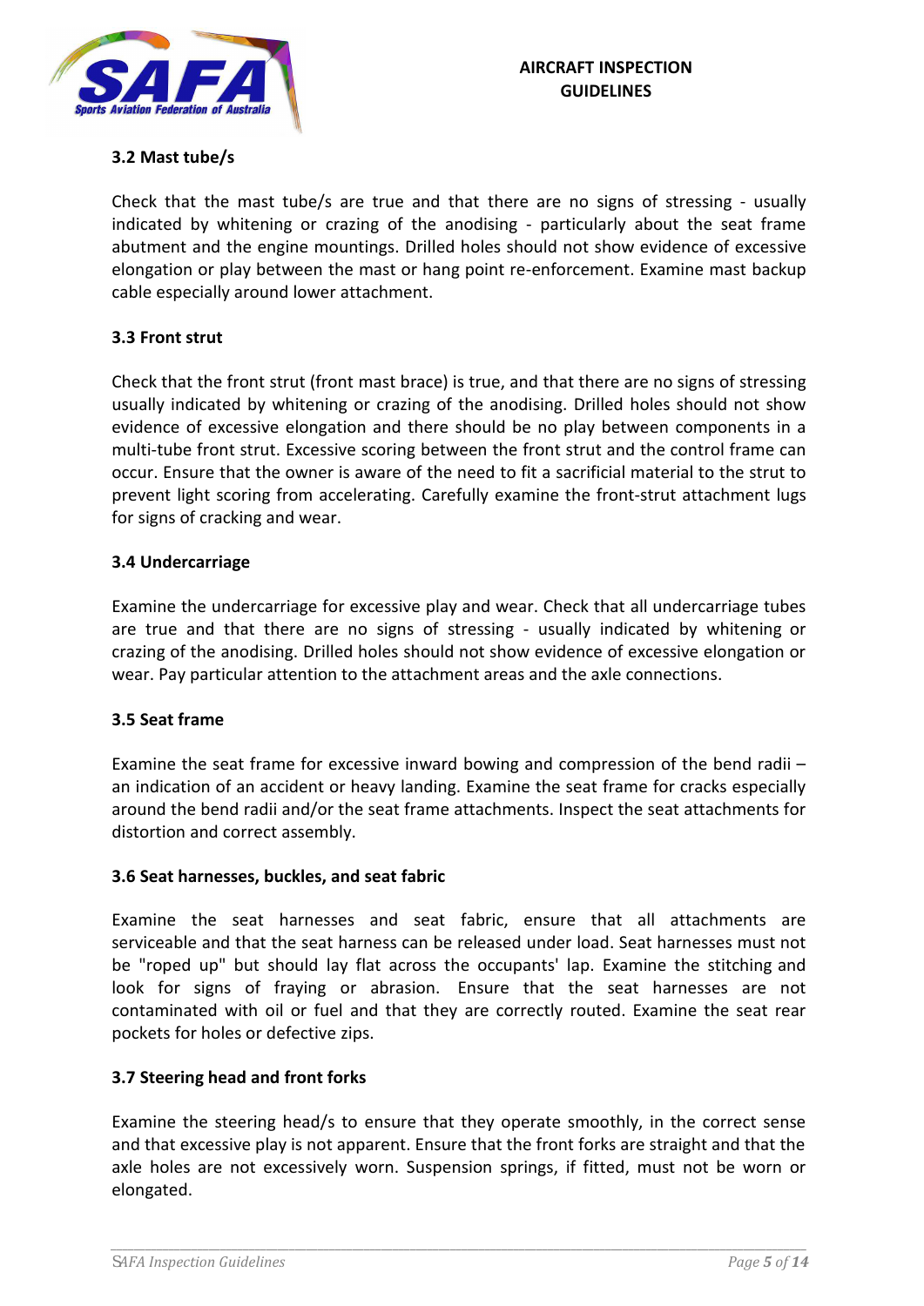### 3.2 Mast tube/s

Check that the mast tube/s are true and that there are no signs of stressing - usually indicated by whitening or crazing of the anodising - particularly about the seat frame abutment and the engine mountings. Drilled holes should not show evidence of excessive elongation or play between the mast or hang point re-enforcement. Examine mast backup cable especially around lower attachment.

### 3.3 Front strut

Check that the front strut (front mast brace) is true, and that there are no signs of stressing usually indicated by whitening or crazing of the anodising. Drilled holes should not show evidence of excessive elongation and there should be no play between components in a multi-tube front strut. Excessive scoring between the front strut and the control frame can occur. Ensure that the owner is aware of the need to fit a sacrificial material to the strut to prevent light scoring from accelerating. Carefully examine the front-strut attachment lugs for signs of cracking and wear.

### 3.4 Undercarriage

Examine the undercarriage for excessive play and wear. Check that all undercarriage tubes are true and that there are no signs of stressing - usually indicated by whitening or crazing of the anodising. Drilled holes should not show evidence of excessive elongation or wear. Pay particular attention to the attachment areas and the axle connections.

### 3.5 Seat frame

Examine the seat frame for excessive inward bowing and compression of the bend radii – an indication of an accident or heavy landing. Examine the seat frame for cracks especially around the bend radii and/or the seat frame attachments. Inspect the seat attachments for distortion and correct assembly.

### 3.6 Seat harnesses, buckles, and seat fabric

Examine the seat harnesses and seat fabric, ensure that all attachments are serviceable and that the seat harness can be released under load. Seat harnesses must not be "roped up" but should lay flat across the occupants' lap. Examine the stitching and look for signs of fraying or abrasion. Ensure that the seat harnesses are not contaminated with oil or fuel and that they are correctly routed. Examine the seat rear pockets for holes or defective zips.

### 3.7 Steering head and front forks

Examine the steering head/s to ensure that they operate smoothly, in the correct sense and that excessive play is not apparent. Ensure that the front forks are straight and that the axle holes are not excessively worn. Suspension springs, if fitted, must not be worn or elongated.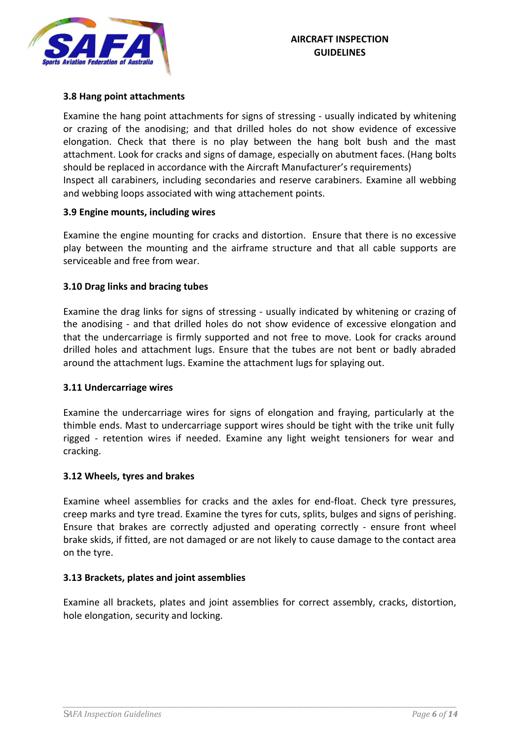### 3.8 Hang point attachments

Examine the hang point attachments for signs of stressing - usually indicated by whitening or crazing of the anodising; and that drilled holes do not show evidence of excessive elongation. Check that there is no play between the hang bolt bush and the mast attachment. Look for cracks and signs of damage, especially on abutment faces. (Hang bolts should be replaced in accordance with the Aircraft Manufacturer's requirements)
Inspect all carabiners, including secondaries and reserve carabiners. Examine all webbing and webbing loops associated with wing attachement points.

### 3.9 Engine mounts, including wires

Examine the engine mounting for cracks and distortion. Ensure that there is no excessive play between the mounting and the airframe structure and that all cable supports are serviceable and free from wear.

### 3.10 Drag links and bracing tubes

Examine the drag links for signs of stressing - usually indicated by whitening or crazing of the anodising - and that drilled holes do not show evidence of excessive elongation and that the undercarriage is firmly supported and not free to move. Look for cracks around drilled holes and attachment lugs. Ensure that the tubes are not bent or badly abraded around the attachment lugs. Examine the attachment lugs for splaying out.

### 3.11 Undercarriage wires

Examine the undercarriage wires for signs of elongation and fraying, particularly at the thimble ends. Mast to undercarriage support wires should be tight with the trike unit fully rigged - retention wires if needed. Examine any light weight tensioners for wear and cracking.

### 3.12 Wheels, tyres and brakes

Examine wheel assemblies for cracks and the axles for end-float. Check tyre pressures, creep marks and tyre tread. Examine the tyres for cuts, splits, bulges and signs of perishing. Ensure that brakes are correctly adjusted and operating correctly - ensure front wheel brake skids, if fitted, are not damaged or are not likely to cause damage to the contact area on the tyre.

### 3.13 Brackets, plates and joint assemblies

Examine all brackets, plates and joint assemblies for correct assembly, cracks, distortion, hole elongation, security and locking.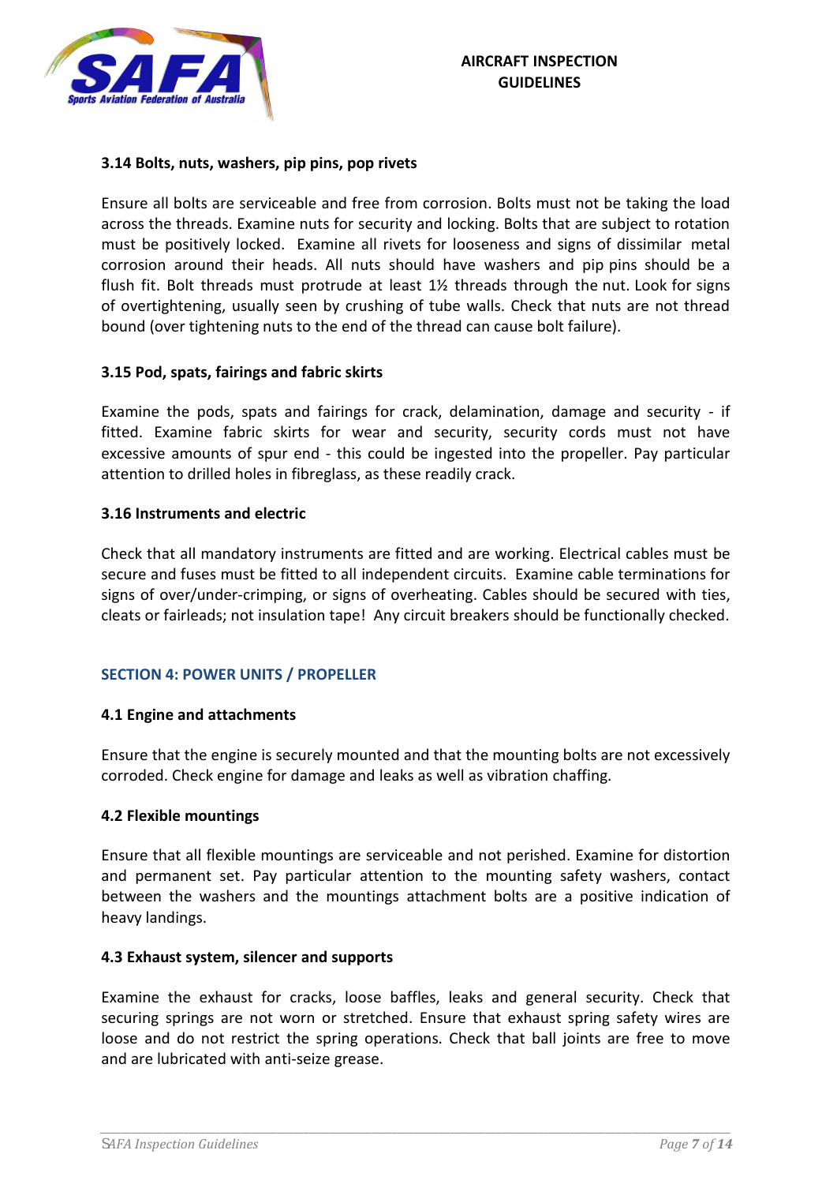### 3.14 Bolts, nuts, washers, pip pins, pop rivets

Ensure all bolts are serviceable and free from corrosion. Bolts must not be taking the load across the threads. Examine nuts for security and locking. Bolts that are subject to rotation must be positively locked. Examine all rivets for looseness and signs of dissimilar metal corrosion around their heads. All nuts should have washers and pip pins should be a flush fit. Bolt threads must protrude at least 1½ threads through the nut. Look for signs of overtightening, usually seen by crushing of tube walls. Check that nuts are not thread bound (over tightening nuts to the end of the thread can cause bolt failure).

### 3.15 Pod, spats, fairings and fabric skirts

Examine the pods, spats and fairings for crack, delamination, damage and security - if fitted. Examine fabric skirts for wear and security, security cords must not have excessive amounts of spur end - this could be ingested into the propeller. Pay particular attention to drilled holes in fibreglass, as these readily crack.

### 3.16 Instruments and electric

Check that all mandatory instruments are fitted and are working. Electrical cables must be secure and fuses must be fitted to all independent circuits. Examine cable terminations for signs of over/under-crimping, or signs of overheating. Cables should be secured with ties, cleats or fairleads; not insulation tape! Any circuit breakers should be functionally checked.

## SECTION 4: POWER UNITS / PROPELLER

### 4.1 Engine and attachments

Ensure that the engine is securely mounted and that the mounting bolts are not excessively corroded. Check engine for damage and leaks as well as vibration chaffing.

### 4.2 Flexible mountings

Ensure that all flexible mountings are serviceable and not perished. Examine for distortion and permanent set. Pay particular attention to the mounting safety washers, contact between the washers and the mountings attachment bolts are a positive indication of heavy landings.

### 4.3 Exhaust system, silencer and supports

Examine the exhaust for cracks, loose baffles, leaks and general security. Check that securing springs are not worn or stretched. Ensure that exhaust spring safety wires are loose and do not restrict the spring operations. Check that ball joints are free to move and are lubricated with anti-seize grease.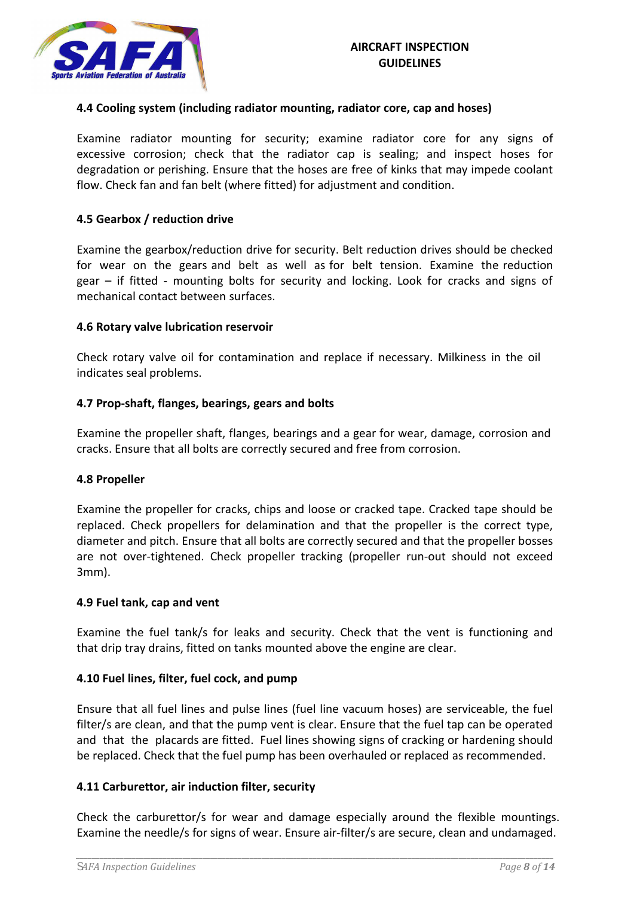### 4.4 Cooling system (including radiator mounting, radiator core, cap and hoses)

Examine radiator mounting for security; examine radiator core for any signs of excessive corrosion; check that the radiator cap is sealing; and inspect hoses for degradation or perishing. Ensure that the hoses are free of kinks that may impede coolant flow. Check fan and fan belt (where fitted) for adjustment and condition.

### 4.5 Gearbox / reduction drive

Examine the gearbox/reduction drive for security. Belt reduction drives should be checked for wear on the gears and belt as well as for belt tension. Examine the reduction gear – if fitted - mounting bolts for security and locking. Look for cracks and signs of mechanical contact between surfaces.

### 4.6 Rotary valve lubrication reservoir

Check rotary valve oil for contamination and replace if necessary. Milkiness in the oil indicates seal problems.

### 4.7 Prop-shaft, flanges, bearings, gears and bolts

Examine the propeller shaft, flanges, bearings and a gear for wear, damage, corrosion and cracks. Ensure that all bolts are correctly secured and free from corrosion.

### 4.8 Propeller

Examine the propeller for cracks, chips and loose or cracked tape. Cracked tape should be replaced. Check propellers for delamination and that the propeller is the correct type, diameter and pitch. Ensure that all bolts are correctly secured and that the propeller bosses are not over-tightened. Check propeller tracking (propeller run-out should not exceed 3mm).

### 4.9 Fuel tank, cap and vent

Examine the fuel tank/s for leaks and security. Check that the vent is functioning and that drip tray drains, fitted on tanks mounted above the engine are clear.

### 4.10 Fuel lines, filter, fuel cock, and pump

Ensure that all fuel lines and pulse lines (fuel line vacuum hoses) are serviceable, the fuel filter/s are clean, and that the pump vent is clear. Ensure that the fuel tap can be operated and that the placards are fitted. Fuel lines showing signs of cracking or hardening should be replaced. Check that the fuel pump has been overhauled or replaced as recommended.

### 4.11 Carburettor, air induction filter, security

Check the carburettor/s for wear and damage especially around the flexible mountings. Examine the needle/s for signs of wear. Ensure air-filter/s are secure, clean and undamaged.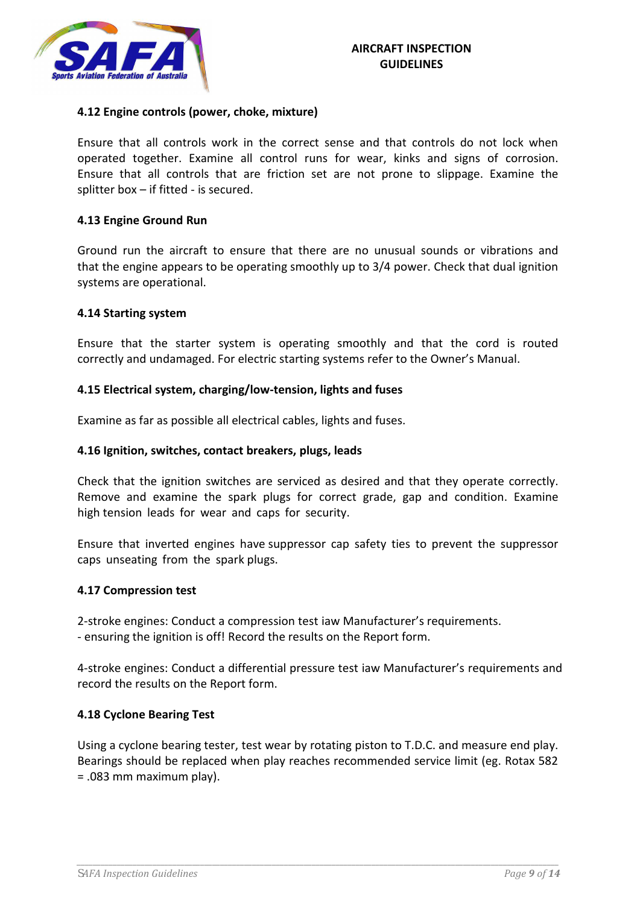#### 4.12 Engine controls (power, choke, mixture)

Ensure that all controls work in the correct sense and that controls do not lock when operated together. Examine all control runs for wear, kinks and signs of corrosion. Ensure that all controls that are friction set are not prone to slippage. Examine the splitter box – if fitted - is secured.

#### 4.13 Engine Ground Run

Ground run the aircraft to ensure that there are no unusual sounds or vibrations and that the engine appears to be operating smoothly up to 3/4 power. Check that dual ignition systems are operational.

#### 4.14 Starting system

Ensure that the starter system is operating smoothly and that the cord is routed correctly and undamaged. For electric starting systems refer to the Owner's Manual.

#### 4.15 Electrical system, charging/low-tension, lights and fuses

Examine as far as possible all electrical cables, lights and fuses.

#### 4.16 Ignition, switches, contact breakers, plugs, leads

Check that the ignition switches are serviced as desired and that they operate correctly. Remove and examine the spark plugs for correct grade, gap and condition. Examine high tension leads for wear and caps for security.

Ensure that inverted engines have suppressor cap safety ties to prevent the suppressor caps unseating from the spark plugs.

#### 4.17 Compression test

2-stroke engines: Conduct a compression test iaw Manufacturer's requirements.
- ensuring the ignition is off! Record the results on the Report form.

4-stroke engines: Conduct a differential pressure test iaw Manufacturer's requirements and record the results on the Report form.

#### 4.18 Cyclone Bearing Test

Using a cyclone bearing tester, test wear by rotating piston to T.D.C. and measure end play. Bearings should be replaced when play reaches recommended service limit (eg. Rotax 582 = .083 mm maximum play).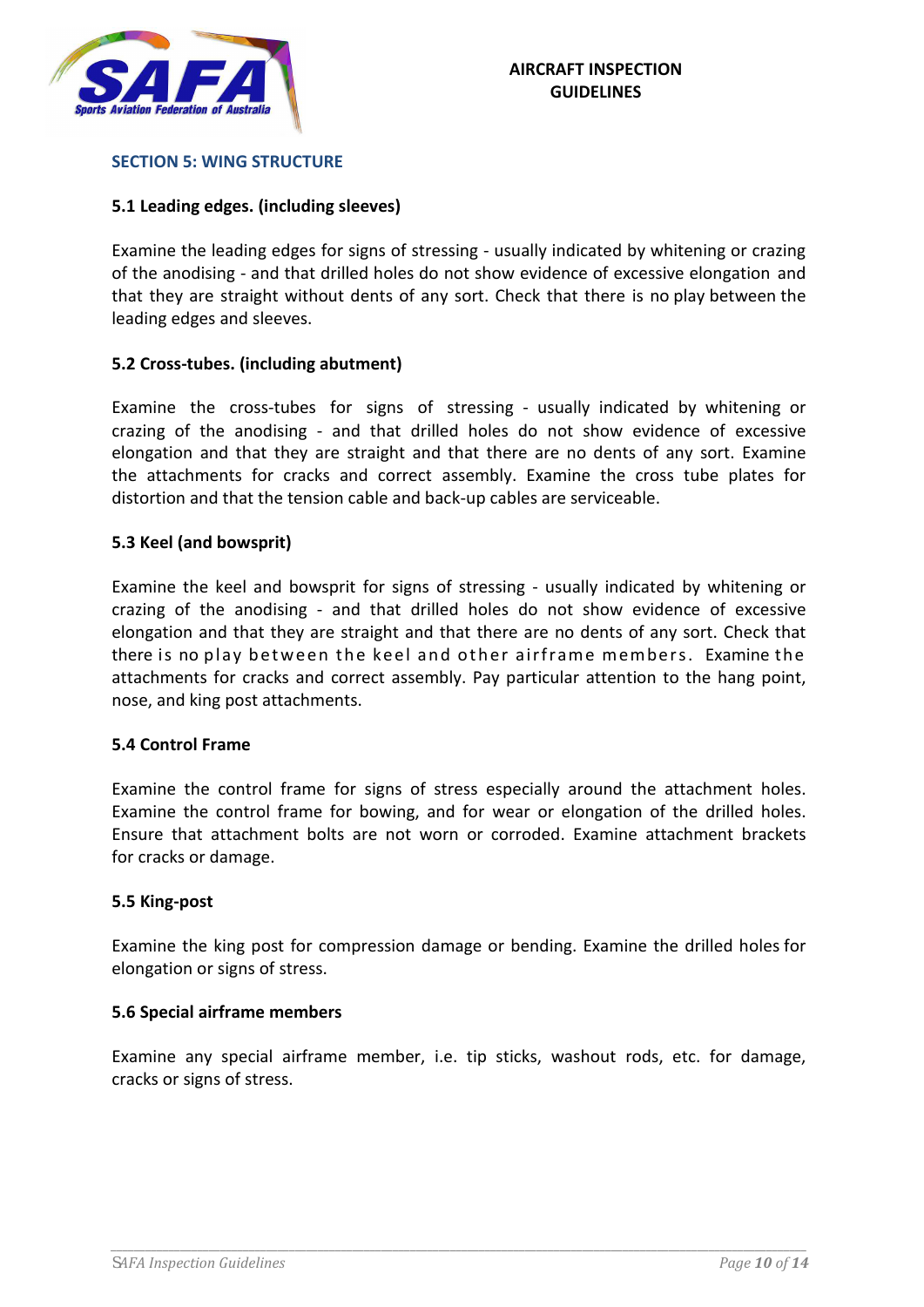## SECTION 5: WING STRUCTURE

### 5.1 Leading edges. (including sleeves)

Examine the leading edges for signs of stressing - usually indicated by whitening or crazing of the anodising - and that drilled holes do not show evidence of excessive elongation and that they are straight without dents of any sort. Check that there is no play between the leading edges and sleeves.

### 5.2 Cross-tubes. (including abutment)

Examine the cross-tubes for signs of stressing - usually indicated by whitening or crazing of the anodising - and that drilled holes do not show evidence of excessive elongation and that they are straight and that there are no dents of any sort. Examine the attachments for cracks and correct assembly. Examine the cross tube plates for distortion and that the tension cable and back-up cables are serviceable.

### 5.3 Keel (and bowsprit)

Examine the keel and bowsprit for signs of stressing - usually indicated by whitening or crazing of the anodising - and that drilled holes do not show evidence of excessive elongation and that they are straight and that there are no dents of any sort. Check that there is no play between the keel and other airframe members. Examine the attachments for cracks and correct assembly. Pay particular attention to the hang point, nose, and king post attachments.

### 5.4 Control Frame

Examine the control frame for signs of stress especially around the attachment holes. Examine the control frame for bowing, and for wear or elongation of the drilled holes. Ensure that attachment bolts are not worn or corroded. Examine attachment brackets for cracks or damage.

### 5.5 King-post

Examine the king post for compression damage or bending. Examine the drilled holes for elongation or signs of stress.

### 5.6 Special airframe members

Examine any special airframe member, i.e. tip sticks, washout rods, etc. for damage, cracks or signs of stress.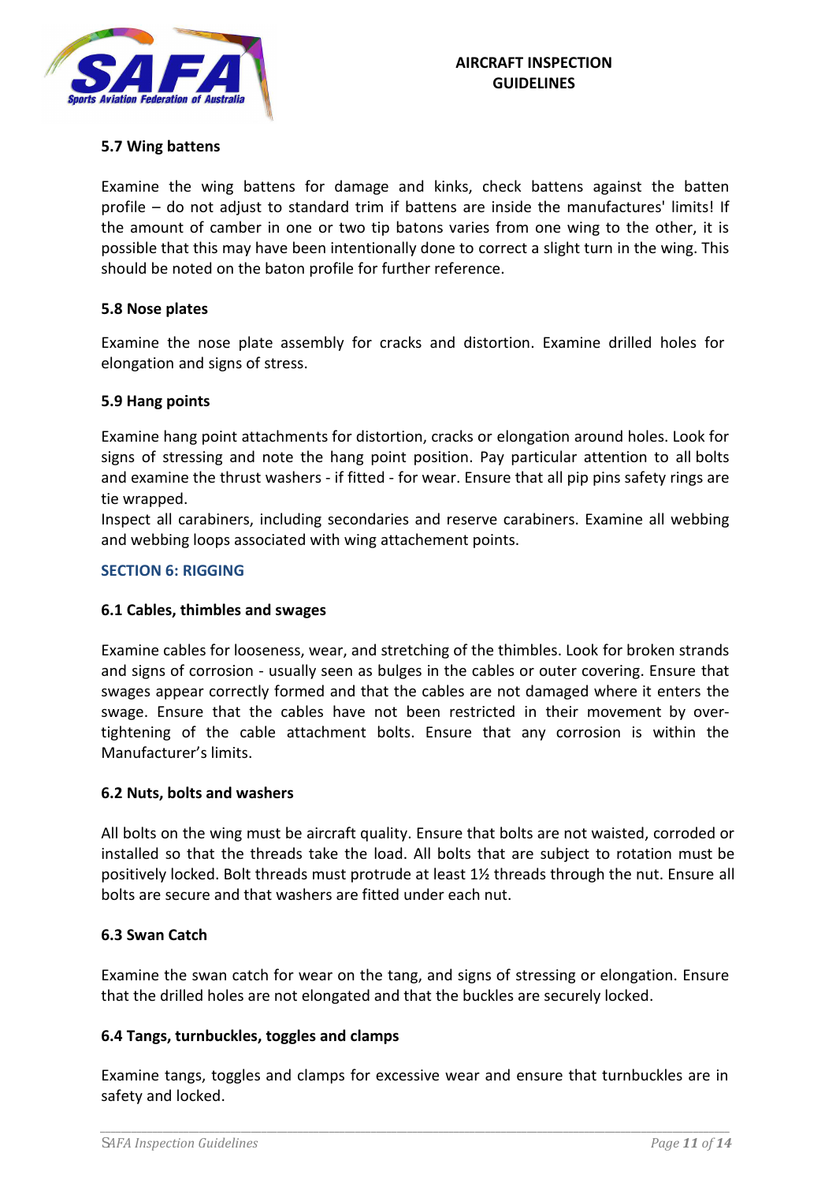### 5.7 Wing battens

Examine the wing battens for damage and kinks, check battens against the batten profile – do not adjust to standard trim if battens are inside the manufactures' limits! If the amount of camber in one or two tip batons varies from one wing to the other, it is possible that this may have been intentionally done to correct a slight turn in the wing. This should be noted on the baton profile for further reference.

### 5.8 Nose plates

Examine the nose plate assembly for cracks and distortion. Examine drilled holes for elongation and signs of stress.

### 5.9 Hang points

Examine hang point attachments for distortion, cracks or elongation around holes. Look for signs of stressing and note the hang point position. Pay particular attention to all bolts and examine the thrust washers - if fitted - for wear. Ensure that all pip pins safety rings are tie wrapped.
Inspect all carabiners, including secondaries and reserve carabiners. Examine all webbing and webbing loops associated with wing attachement points.

## SECTION 6: RIGGING

### 6.1 Cables, thimbles and swages

Examine cables for looseness, wear, and stretching of the thimbles. Look for broken strands and signs of corrosion - usually seen as bulges in the cables or outer covering. Ensure that swages appear correctly formed and that the cables are not damaged where it enters the swage. Ensure that the cables have not been restricted in their movement by over-tightening of the cable attachment bolts. Ensure that any corrosion is within the Manufacturer's limits.

### 6.2 Nuts, bolts and washers

All bolts on the wing must be aircraft quality. Ensure that bolts are not waisted, corroded or installed so that the threads take the load. All bolts that are subject to rotation must be positively locked. Bolt threads must protrude at least 1½ threads through the nut. Ensure all bolts are secure and that washers are fitted under each nut.

### 6.3 Swan Catch

Examine the swan catch for wear on the tang, and signs of stressing or elongation. Ensure that the drilled holes are not elongated and that the buckles are securely locked.

### 6.4 Tangs, turnbuckles, toggles and clamps

Examine tangs, toggles and clamps for excessive wear and ensure that turnbuckles are in safety and locked.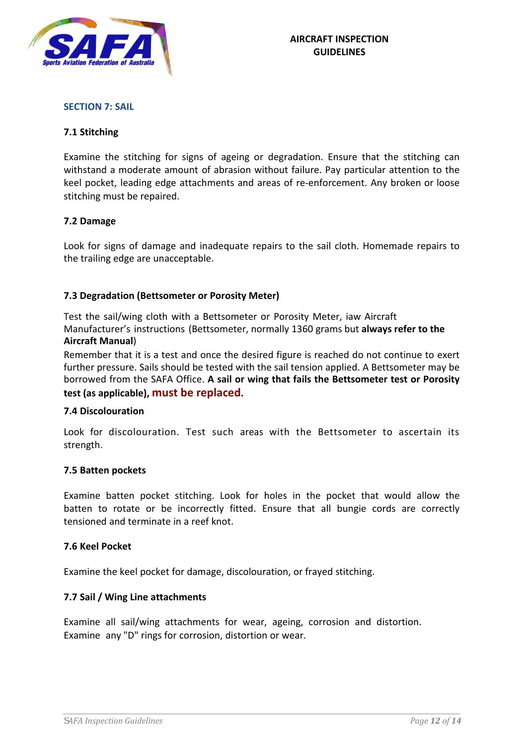## SECTION 7: SAIL

### 7.1 Stitching

Examine the stitching for signs of ageing or degradation. Ensure that the stitching can withstand a moderate amount of abrasion without failure. Pay particular attention to the keel pocket, leading edge attachments and areas of re-enforcement. Any broken or loose stitching must be repaired.

### 7.2 Damage

Look for signs of damage and inadequate repairs to the sail cloth. Homemade repairs to the trailing edge are unacceptable.

### 7.3 Degradation (Bettsometer or Porosity Meter)

Test the sail/wing cloth with a Bettsometer or Porosity Meter, iaw Aircraft Manufacturer's instructions (Bettsometer, normally 1360 grams but **always refer to the Aircraft Manual**)

Remember that it is a test and once the desired figure is reached do not continue to exert further pressure. Sails should be tested with the sail tension applied. A Bettsometer may be borrowed from the SAFA Office. **A sail or wing that fails the Bettsometer test or Porosity test (as applicable), must be replaced.**

### 7.4 Discolouration

Look for discolouration. Test such areas with the Bettsometer to ascertain its strength.

### 7.5 Batten pockets

Examine batten pocket stitching. Look for holes in the pocket that would allow the batten to rotate or be incorrectly fitted. Ensure that all bungie cords are correctly tensioned and terminate in a reef knot.

### 7.6 Keel Pocket

Examine the keel pocket for damage, discolouration, or frayed stitching.

### 7.7 Sail / Wing Line attachments

Examine all sail/wing attachments for wear, ageing, corrosion and distortion. Examine any "D" rings for corrosion, distortion or wear.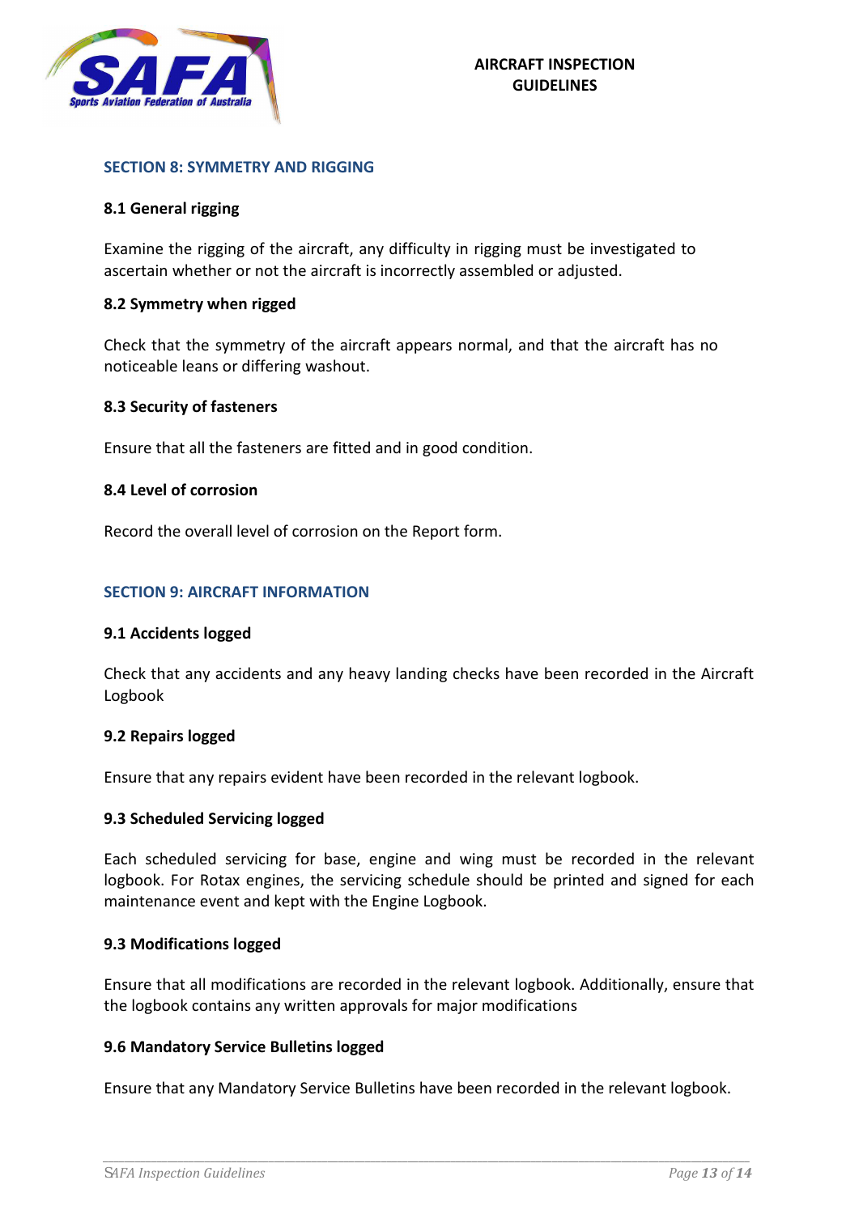## SECTION 8: SYMMETRY AND RIGGING

### 8.1 General rigging

Examine the rigging of the aircraft, any difficulty in rigging must be investigated to ascertain whether or not the aircraft is incorrectly assembled or adjusted.

### 8.2 Symmetry when rigged

Check that the symmetry of the aircraft appears normal, and that the aircraft has no noticeable leans or differing washout.

### 8.3 Security of fasteners

Ensure that all the fasteners are fitted and in good condition.

### 8.4 Level of corrosion

Record the overall level of corrosion on the Report form.

## SECTION 9: AIRCRAFT INFORMATION

### 9.1 Accidents logged

Check that any accidents and any heavy landing checks have been recorded in the Aircraft Logbook

### 9.2 Repairs logged

Ensure that any repairs evident have been recorded in the relevant logbook.

### 9.3 Scheduled Servicing logged

Each scheduled servicing for base, engine and wing must be recorded in the relevant logbook. For Rotax engines, the servicing schedule should be printed and signed for each maintenance event and kept with the Engine Logbook.

### 9.3 Modifications logged

Ensure that all modifications are recorded in the relevant logbook. Additionally, ensure that the logbook contains any written approvals for major modifications

### 9.6 Mandatory Service Bulletins logged

Ensure that any Mandatory Service Bulletins have been recorded in the relevant logbook.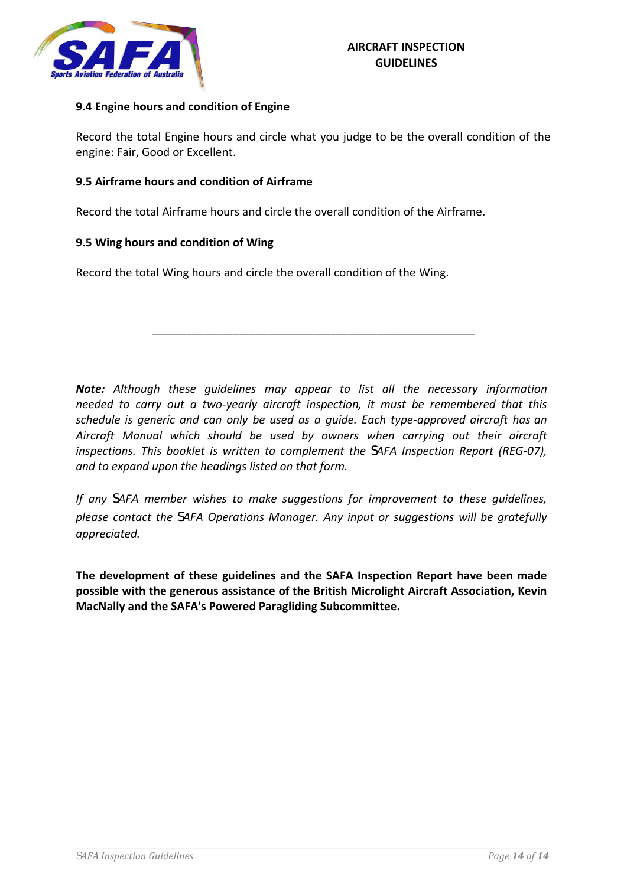### 9.4 Engine hours and condition of Engine

Record the total Engine hours and circle what you judge to be the overall condition of the engine: Fair, Good or Excellent.

### 9.5 Airframe hours and condition of Airframe

Record the total Airframe hours and circle the overall condition of the Airframe.

### 9.5 Wing hours and condition of Wing

Record the total Wing hours and circle the overall condition of the Wing.

---

***Note:*** *Although these guidelines may appear to list all the necessary information needed to carry out a two-yearly aircraft inspection, it must be remembered that this schedule is generic and can only be used as a guide. Each type-approved aircraft has an Aircraft Manual which should be used by owners when carrying out their aircraft inspections. This booklet is written to complement the SAFA Inspection Report (REG-07), and to expand upon the headings listed on that form.*

*If any SAFA member wishes to make suggestions for improvement to these guidelines, please contact the SAFA Operations Manager. Any input or suggestions will be gratefully appreciated.*

**The development of these guidelines and the SAFA Inspection Report have been made possible with the generous assistance of the British Microlight Aircraft Association, Kevin MacNally and the SAFA's Powered Paragliding Subcommittee.**